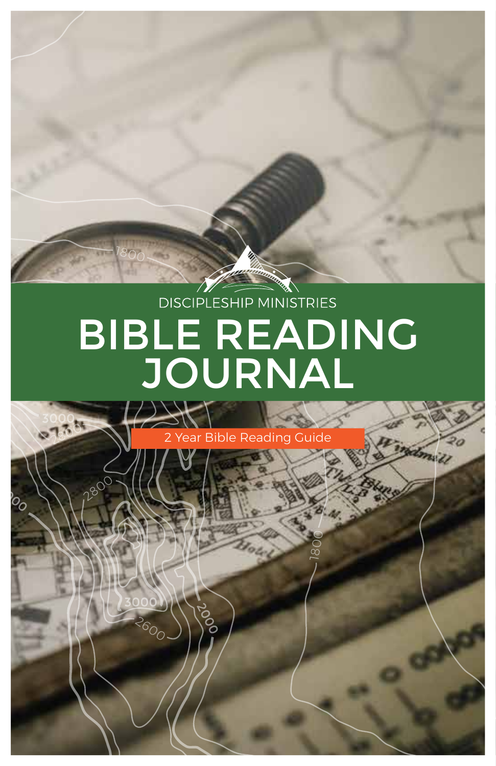DISCIPLESHIP MINISTRIES

# BIBLE READING JOURNAL

2 Year Bible Reading Guide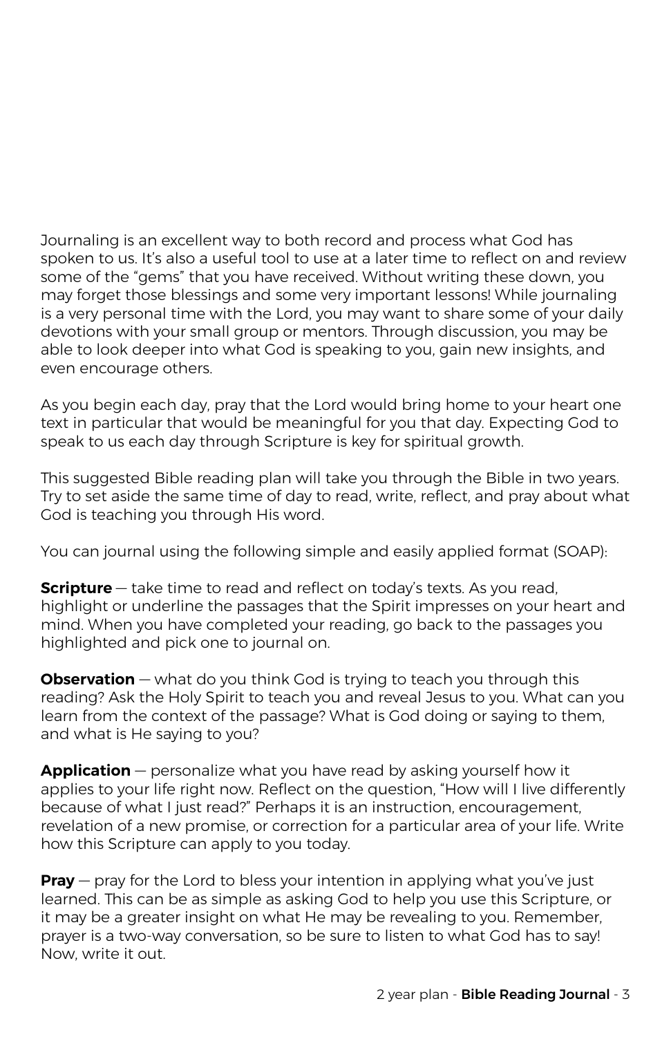Journaling is an excellent way to both record and process what God has spoken to us. It's also a useful tool to use at a later time to reflect on and review some of the "gems" that you have received. Without writing these down, you may forget those blessings and some very important lessons! While journaling is a very personal time with the Lord, you may want to share some of your daily devotions with your small group or mentors. Through discussion, you may be able to look deeper into what God is speaking to you, gain new insights, and even encourage others.

As you begin each day, pray that the Lord would bring home to your heart one text in particular that would be meaningful for you that day. Expecting God to speak to us each day through Scripture is key for spiritual growth.

This suggested Bible reading plan will take you through the Bible in two years. Try to set aside the same time of day to read, write, reflect, and pray about what God is teaching you through His word.

You can journal using the following simple and easily applied format (SOAP):

**Scripture** — take time to read and reflect on today's texts. As you read, highlight or underline the passages that the Spirit impresses on your heart and mind. When you have completed your reading, go back to the passages you highlighted and pick one to journal on.

**Observation** — what do you think God is trying to teach you through this reading? Ask the Holy Spirit to teach you and reveal Jesus to you. What can you learn from the context of the passage? What is God doing or saying to them, and what is He saying to you?

**Application** — personalize what you have read by asking yourself how it applies to your life right now. Reflect on the question, "How will I live differently because of what I just read?" Perhaps it is an instruction, encouragement, revelation of a new promise, or correction for a particular area of your life. Write how this Scripture can apply to you today.

**Pray** — pray for the Lord to bless your intention in applying what you've just learned. This can be as simple as asking God to help you use this Scripture, or it may be a greater insight on what He may be revealing to you. Remember, prayer is a two-way conversation, so be sure to listen to what God has to say! Now, write it out.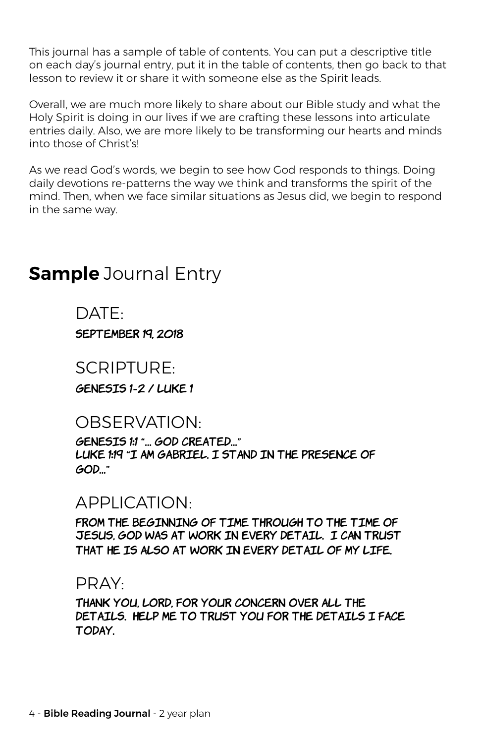This journal has a sample of table of contents. You can put a descriptive title on each day's journal entry, put it in the table of contents, then go back to that lesson to review it or share it with someone else as the Spirit leads.

Overall, we are much more likely to share about our Bible study and what the Holy Spirit is doing in our lives if we are crafting these lessons into articulate entries daily. Also, we are more likely to be transforming our hearts and minds into those of Christ's!

As we read God's words, we begin to see how God responds to things. Doing daily devotions re-patterns the way we think and transforms the spirit of the mind. Then, when we face similar situations as Jesus did, we begin to respond in the same way.

## **Sample** Journal Entry

DATE:

SEPTEMBER 19, 2018

SCRIPTURE:

GENESIS 1-2 / LUKE 1

OBSERVATION:

GENESIS 1:1 "... GOD CREATED..."
LUKE 1:19 "I AM GABRIEL. I STAND IN THE PRESENCE OF GOD..."

APPLICATION:

FROM THE BEGINNING OF TIME THROUGH TO THE TIME OF JESUS, GOD WAS AT WORK IN EVERY DETAIL. I CAN TRUST THAT HE IS ALSO AT WORK IN EVERY DETAIL OF MY LIFE.

PRAY:

THANK YOU, LORD, FOR YOUR CONCERN OVER ALL THE DETAILS. HELP ME TO TRUST YOU FOR THE DETAILS I FACE TODAY.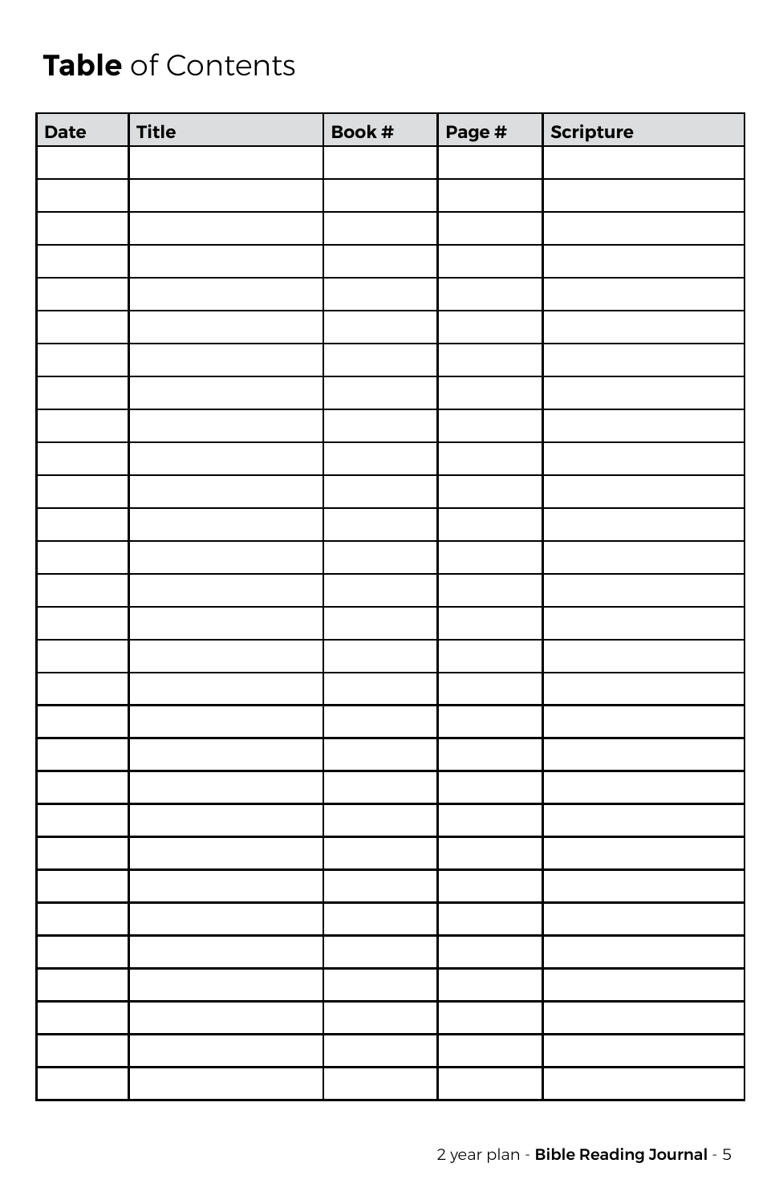# **Table** of Contents

| Date | Title | Book # | Page # | Scripture |
|---|---|---|---|---|
| | | | | |
| | | | | |
| | | | | |
| | | | | |
| | | | | |
| | | | | |
| | | | | |
| | | | | |
| | | | | |
| | | | | |
| | | | | |
| | | | | |
| | | | | |
| | | | | |
| | | | | |
| | | | | |
| | | | | |
| | | | | |
| | | | | |
| | | | | |
| | | | | |
| | | | | |
| | | | | |
| | | | | |
| | | | | |
| | | | | |
| | | | | |
| | | | | |
| | | | | |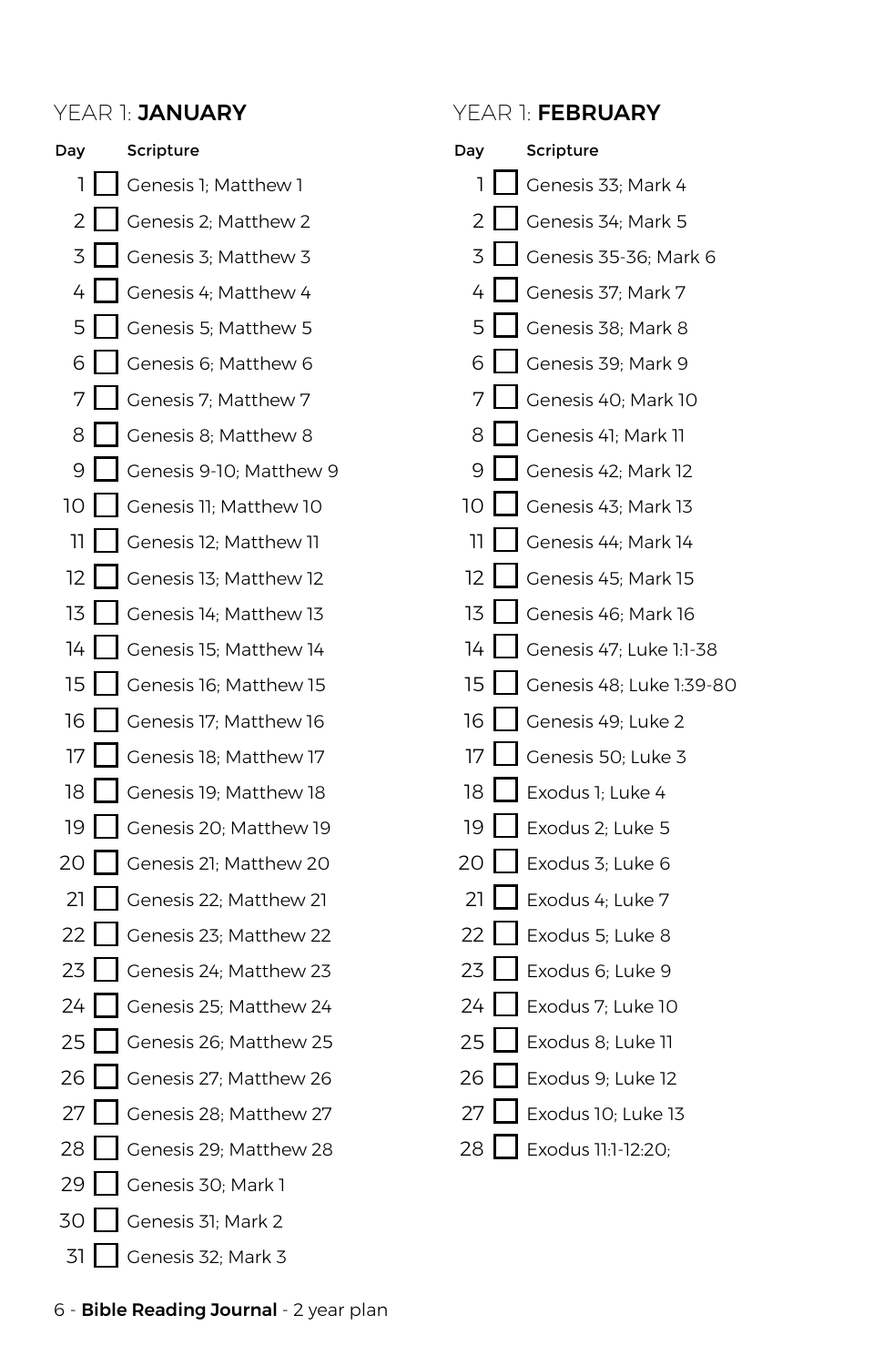## YEAR 1: **JANUARY**

| Day | | Scripture |
|---|---|---|
| 1 | ☐ | Genesis 1; Matthew 1 |
| 2 | ☐ | Genesis 2; Matthew 2 |
| 3 | ☐ | Genesis 3; Matthew 3 |
| 4 | ☐ | Genesis 4; Matthew 4 |
| 5 | ☐ | Genesis 5; Matthew 5 |
| 6 | ☐ | Genesis 6; Matthew 6 |
| 7 | ☐ | Genesis 7; Matthew 7 |
| 8 | ☐ | Genesis 8; Matthew 8 |
| 9 | ☐ | Genesis 9-10; Matthew 9 |
| 10 | ☐ | Genesis 11; Matthew 10 |
| 11 | ☐ | Genesis 12; Matthew 11 |
| 12 | ☐ | Genesis 13; Matthew 12 |
| 13 | ☐ | Genesis 14; Matthew 13 |
| 14 | ☐ | Genesis 15; Matthew 14 |
| 15 | ☐ | Genesis 16; Matthew 15 |
| 16 | ☐ | Genesis 17; Matthew 16 |
| 17 | ☐ | Genesis 18; Matthew 17 |
| 18 | ☐ | Genesis 19; Matthew 18 |
| 19 | ☐ | Genesis 20; Matthew 19 |
| 20 | ☐ | Genesis 21; Matthew 20 |
| 21 | ☐ | Genesis 22; Matthew 21 |
| 22 | ☐ | Genesis 23; Matthew 22 |
| 23 | ☐ | Genesis 24; Matthew 23 |
| 24 | ☐ | Genesis 25; Matthew 24 |
| 25 | ☐ | Genesis 26; Matthew 25 |
| 26 | ☐ | Genesis 27; Matthew 26 |
| 27 | ☐ | Genesis 28; Matthew 27 |
| 28 | ☐ | Genesis 29; Matthew 28 |
| 29 | ☐ | Genesis 30; Mark 1 |
| 30 | ☐ | Genesis 31; Mark 2 |
| 31 | ☐ | Genesis 32; Mark 3 |

## YEAR 1: **FEBRUARY**

| Day | | Scripture |
|---|---|---|
| 1 | ☐ | Genesis 33; Mark 4 |
| 2 | ☐ | Genesis 34; Mark 5 |
| 3 | ☐ | Genesis 35-36; Mark 6 |
| 4 | ☐ | Genesis 37; Mark 7 |
| 5 | ☐ | Genesis 38; Mark 8 |
| 6 | ☐ | Genesis 39; Mark 9 |
| 7 | ☐ | Genesis 40; Mark 10 |
| 8 | ☐ | Genesis 41; Mark 11 |
| 9 | ☐ | Genesis 42; Mark 12 |
| 10 | ☐ | Genesis 43; Mark 13 |
| 11 | ☐ | Genesis 44; Mark 14 |
| 12 | ☐ | Genesis 45; Mark 15 |
| 13 | ☐ | Genesis 46; Mark 16 |
| 14 | ☐ | Genesis 47; Luke 1:1-38 |
| 15 | ☐ | Genesis 48; Luke 1:39-80 |
| 16 | ☐ | Genesis 49; Luke 2 |
| 17 | ☐ | Genesis 50; Luke 3 |
| 18 | ☐ | Exodus 1; Luke 4 |
| 19 | ☐ | Exodus 2; Luke 5 |
| 20 | ☐ | Exodus 3; Luke 6 |
| 21 | ☐ | Exodus 4; Luke 7 |
| 22 | ☐ | Exodus 5; Luke 8 |
| 23 | ☐ | Exodus 6; Luke 9 |
| 24 | ☐ | Exodus 7; Luke 10 |
| 25 | ☐ | Exodus 8; Luke 11 |
| 26 | ☐ | Exodus 9; Luke 12 |
| 27 | ☐ | Exodus 10; Luke 13 |
| 28 | ☐ | Exodus 11:1-12:20; |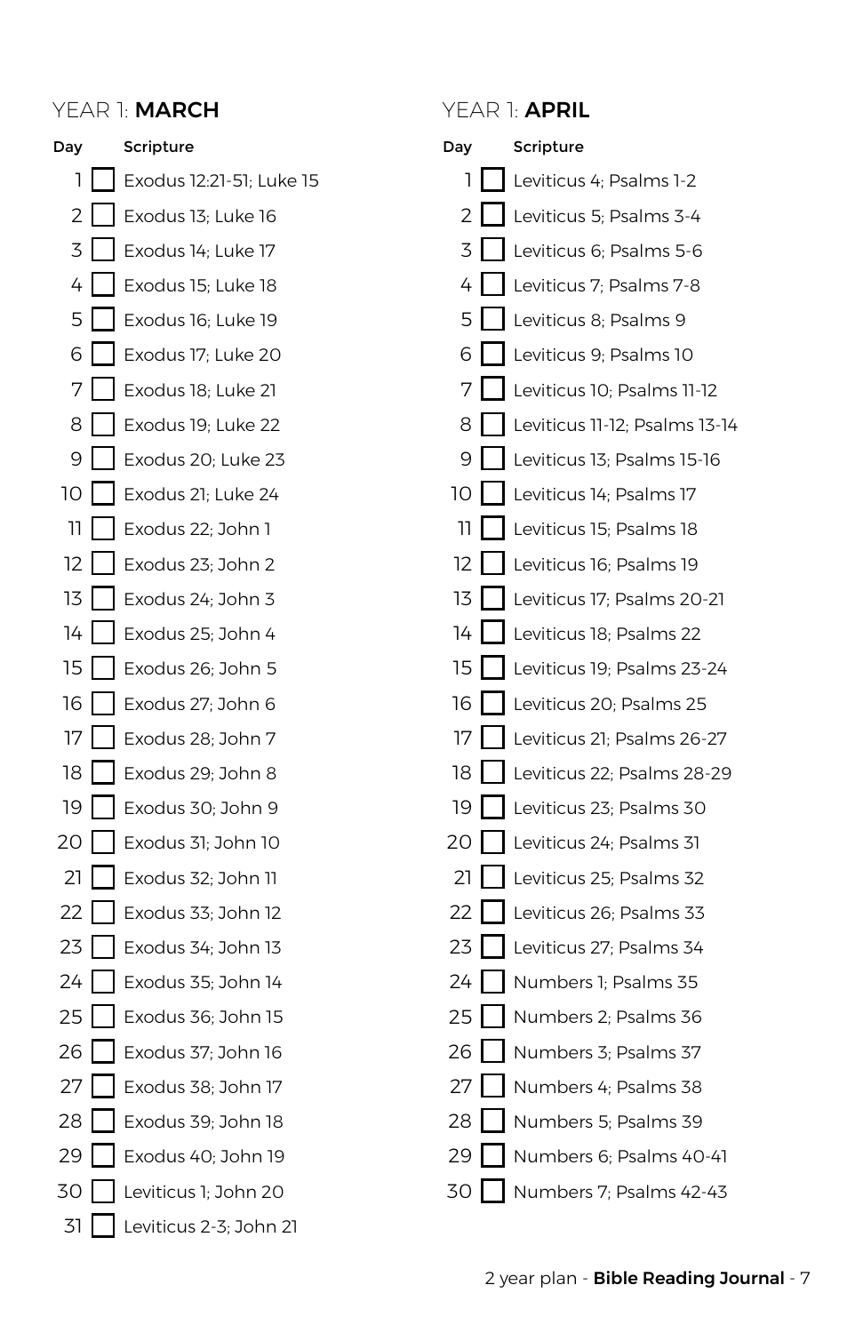## YEAR 1: **MARCH**

| Day | | Scripture |
|---|---|---|
| 1 | ☐ | Exodus 12:21-51; Luke 15 |
| 2 | ☐ | Exodus 13; Luke 16 |
| 3 | ☐ | Exodus 14; Luke 17 |
| 4 | ☐ | Exodus 15; Luke 18 |
| 5 | ☐ | Exodus 16; Luke 19 |
| 6 | ☐ | Exodus 17; Luke 20 |
| 7 | ☐ | Exodus 18; Luke 21 |
| 8 | ☐ | Exodus 19; Luke 22 |
| 9 | ☐ | Exodus 20; Luke 23 |
| 10 | ☐ | Exodus 21; Luke 24 |
| 11 | ☐ | Exodus 22; John 1 |
| 12 | ☐ | Exodus 23; John 2 |
| 13 | ☐ | Exodus 24; John 3 |
| 14 | ☐ | Exodus 25; John 4 |
| 15 | ☐ | Exodus 26; John 5 |
| 16 | ☐ | Exodus 27; John 6 |
| 17 | ☐ | Exodus 28; John 7 |
| 18 | ☐ | Exodus 29; John 8 |
| 19 | ☐ | Exodus 30; John 9 |
| 20 | ☐ | Exodus 31; John 10 |
| 21 | ☐ | Exodus 32; John 11 |
| 22 | ☐ | Exodus 33; John 12 |
| 23 | ☐ | Exodus 34; John 13 |
| 24 | ☐ | Exodus 35; John 14 |
| 25 | ☐ | Exodus 36; John 15 |
| 26 | ☐ | Exodus 37; John 16 |
| 27 | ☐ | Exodus 38; John 17 |
| 28 | ☐ | Exodus 39; John 18 |
| 29 | ☐ | Exodus 40; John 19 |
| 30 | ☐ | Leviticus 1; John 20 |
| 31 | ☐ | Leviticus 2-3; John 21 |

## YEAR 1: **APRIL**

| Day | | Scripture |
|---|---|---|
| 1 | ☐ | Leviticus 4; Psalms 1-2 |
| 2 | ☐ | Leviticus 5; Psalms 3-4 |
| 3 | ☐ | Leviticus 6; Psalms 5-6 |
| 4 | ☐ | Leviticus 7; Psalms 7-8 |
| 5 | ☐ | Leviticus 8; Psalms 9 |
| 6 | ☐ | Leviticus 9; Psalms 10 |
| 7 | ☐ | Leviticus 10; Psalms 11-12 |
| 8 | ☐ | Leviticus 11-12; Psalms 13-14 |
| 9 | ☐ | Leviticus 13; Psalms 15-16 |
| 10 | ☐ | Leviticus 14; Psalms 17 |
| 11 | ☐ | Leviticus 15; Psalms 18 |
| 12 | ☐ | Leviticus 16; Psalms 19 |
| 13 | ☐ | Leviticus 17; Psalms 20-21 |
| 14 | ☐ | Leviticus 18; Psalms 22 |
| 15 | ☐ | Leviticus 19; Psalms 23-24 |
| 16 | ☐ | Leviticus 20; Psalms 25 |
| 17 | ☐ | Leviticus 21; Psalms 26-27 |
| 18 | ☐ | Leviticus 22; Psalms 28-29 |
| 19 | ☐ | Leviticus 23; Psalms 30 |
| 20 | ☐ | Leviticus 24; Psalms 31 |
| 21 | ☐ | Leviticus 25; Psalms 32 |
| 22 | ☐ | Leviticus 26; Psalms 33 |
| 23 | ☐ | Leviticus 27; Psalms 34 |
| 24 | ☐ | Numbers 1; Psalms 35 |
| 25 | ☐ | Numbers 2; Psalms 36 |
| 26 | ☐ | Numbers 3; Psalms 37 |
| 27 | ☐ | Numbers 4; Psalms 38 |
| 28 | ☐ | Numbers 5; Psalms 39 |
| 29 | ☐ | Numbers 6; Psalms 40-41 |
| 30 | ☐ | Numbers 7; Psalms 42-43 |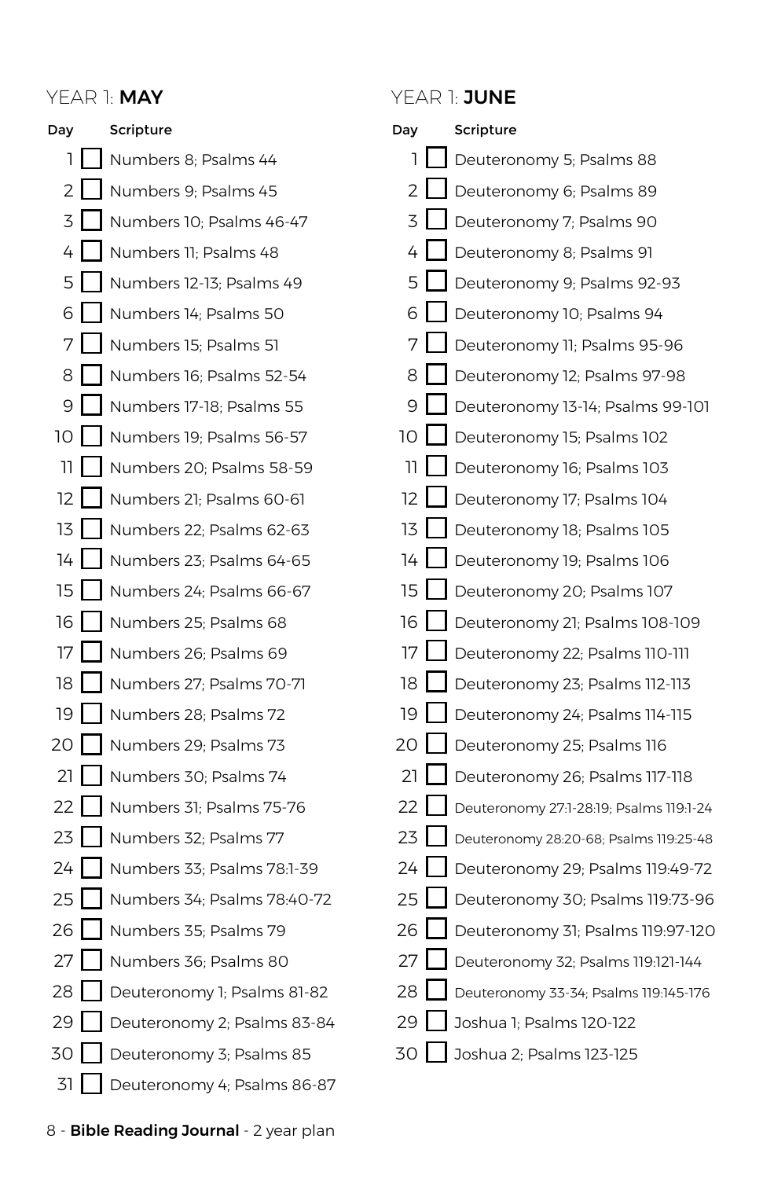## YEAR 1: **MAY**

| Day | | Scripture |
|---|---|---|
| 1 | ☐ | Numbers 8; Psalms 44 |
| 2 | ☐ | Numbers 9; Psalms 45 |
| 3 | ☐ | Numbers 10; Psalms 46-47 |
| 4 | ☐ | Numbers 11; Psalms 48 |
| 5 | ☐ | Numbers 12-13; Psalms 49 |
| 6 | ☐ | Numbers 14; Psalms 50 |
| 7 | ☐ | Numbers 15; Psalms 51 |
| 8 | ☐ | Numbers 16; Psalms 52-54 |
| 9 | ☐ | Numbers 17-18; Psalms 55 |
| 10 | ☐ | Numbers 19; Psalms 56-57 |
| 11 | ☐ | Numbers 20; Psalms 58-59 |
| 12 | ☐ | Numbers 21; Psalms 60-61 |
| 13 | ☐ | Numbers 22; Psalms 62-63 |
| 14 | ☐ | Numbers 23; Psalms 64-65 |
| 15 | ☐ | Numbers 24; Psalms 66-67 |
| 16 | ☐ | Numbers 25; Psalms 68 |
| 17 | ☐ | Numbers 26; Psalms 69 |
| 18 | ☐ | Numbers 27; Psalms 70-71 |
| 19 | ☐ | Numbers 28; Psalms 72 |
| 20 | ☐ | Numbers 29; Psalms 73 |
| 21 | ☐ | Numbers 30; Psalms 74 |
| 22 | ☐ | Numbers 31; Psalms 75-76 |
| 23 | ☐ | Numbers 32; Psalms 77 |
| 24 | ☐ | Numbers 33; Psalms 78:1-39 |
| 25 | ☐ | Numbers 34; Psalms 78:40-72 |
| 26 | ☐ | Numbers 35; Psalms 79 |
| 27 | ☐ | Numbers 36; Psalms 80 |
| 28 | ☐ | Deuteronomy 1; Psalms 81-82 |
| 29 | ☐ | Deuteronomy 2; Psalms 83-84 |
| 30 | ☐ | Deuteronomy 3; Psalms 85 |
| 31 | ☐ | Deuteronomy 4; Psalms 86-87 |

## YEAR 1: **JUNE**

| Day | | Scripture |
|---|---|---|
| 1 | ☐ | Deuteronomy 5; Psalms 88 |
| 2 | ☐ | Deuteronomy 6; Psalms 89 |
| 3 | ☐ | Deuteronomy 7; Psalms 90 |
| 4 | ☐ | Deuteronomy 8; Psalms 91 |
| 5 | ☐ | Deuteronomy 9; Psalms 92-93 |
| 6 | ☐ | Deuteronomy 10; Psalms 94 |
| 7 | ☐ | Deuteronomy 11; Psalms 95-96 |
| 8 | ☐ | Deuteronomy 12; Psalms 97-98 |
| 9 | ☐ | Deuteronomy 13-14; Psalms 99-101 |
| 10 | ☐ | Deuteronomy 15; Psalms 102 |
| 11 | ☐ | Deuteronomy 16; Psalms 103 |
| 12 | ☐ | Deuteronomy 17; Psalms 104 |
| 13 | ☐ | Deuteronomy 18; Psalms 105 |
| 14 | ☐ | Deuteronomy 19; Psalms 106 |
| 15 | ☐ | Deuteronomy 20; Psalms 107 |
| 16 | ☐ | Deuteronomy 21; Psalms 108-109 |
| 17 | ☐ | Deuteronomy 22; Psalms 110-111 |
| 18 | ☐ | Deuteronomy 23; Psalms 112-113 |
| 19 | ☐ | Deuteronomy 24; Psalms 114-115 |
| 20 | ☐ | Deuteronomy 25; Psalms 116 |
| 21 | ☐ | Deuteronomy 26; Psalms 117-118 |
| 22 | ☐ | Deuteronomy 27:1-28:19; Psalms 119:1-24 |
| 23 | ☐ | Deuteronomy 28:20-68; Psalms 119:25-48 |
| 24 | ☐ | Deuteronomy 29; Psalms 119:49-72 |
| 25 | ☐ | Deuteronomy 30; Psalms 119:73-96 |
| 26 | ☐ | Deuteronomy 31; Psalms 119:97-120 |
| 27 | ☐ | Deuteronomy 32; Psalms 119:121-144 |
| 28 | ☐ | Deuteronomy 33-34; Psalms 119:145-176 |
| 29 | ☐ | Joshua 1; Psalms 120-122 |
| 30 | ☐ | Joshua 2; Psalms 123-125 |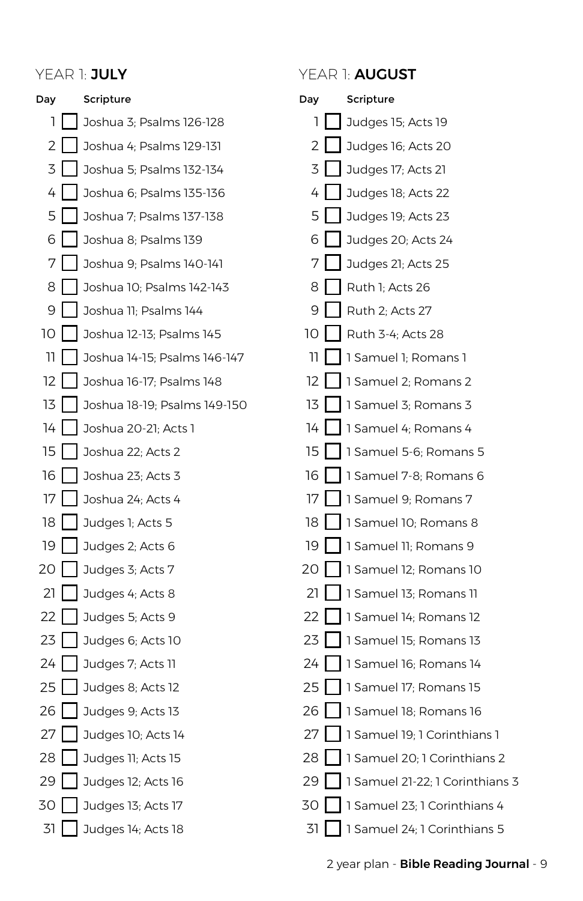## YEAR 1: **JULY**

| Day | | Scripture |
|---|---|---|
| 1 | ☐ | Joshua 3; Psalms 126-128 |
| 2 | ☐ | Joshua 4; Psalms 129-131 |
| 3 | ☐ | Joshua 5; Psalms 132-134 |
| 4 | ☐ | Joshua 6; Psalms 135-136 |
| 5 | ☐ | Joshua 7; Psalms 137-138 |
| 6 | ☐ | Joshua 8; Psalms 139 |
| 7 | ☐ | Joshua 9; Psalms 140-141 |
| 8 | ☐ | Joshua 10; Psalms 142-143 |
| 9 | ☐ | Joshua 11; Psalms 144 |
| 10 | ☐ | Joshua 12-13; Psalms 145 |
| 11 | ☐ | Joshua 14-15; Psalms 146-147 |
| 12 | ☐ | Joshua 16-17; Psalms 148 |
| 13 | ☐ | Joshua 18-19; Psalms 149-150 |
| 14 | ☐ | Joshua 20-21; Acts 1 |
| 15 | ☐ | Joshua 22; Acts 2 |
| 16 | ☐ | Joshua 23; Acts 3 |
| 17 | ☐ | Joshua 24; Acts 4 |
| 18 | ☐ | Judges 1; Acts 5 |
| 19 | ☐ | Judges 2; Acts 6 |
| 20 | ☐ | Judges 3; Acts 7 |
| 21 | ☐ | Judges 4; Acts 8 |
| 22 | ☐ | Judges 5; Acts 9 |
| 23 | ☐ | Judges 6; Acts 10 |
| 24 | ☐ | Judges 7; Acts 11 |
| 25 | ☐ | Judges 8; Acts 12 |
| 26 | ☐ | Judges 9; Acts 13 |
| 27 | ☐ | Judges 10; Acts 14 |
| 28 | ☐ | Judges 11; Acts 15 |
| 29 | ☐ | Judges 12; Acts 16 |
| 30 | ☐ | Judges 13; Acts 17 |
| 31 | ☐ | Judges 14; Acts 18 |

## YEAR 1: **AUGUST**

| Day | | Scripture |
|---|---|---|
| 1 | ☐ | Judges 15; Acts 19 |
| 2 | ☐ | Judges 16; Acts 20 |
| 3 | ☐ | Judges 17; Acts 21 |
| 4 | ☐ | Judges 18; Acts 22 |
| 5 | ☐ | Judges 19; Acts 23 |
| 6 | ☐ | Judges 20; Acts 24 |
| 7 | ☐ | Judges 21; Acts 25 |
| 8 | ☐ | Ruth 1; Acts 26 |
| 9 | ☐ | Ruth 2; Acts 27 |
| 10 | ☐ | Ruth 3-4; Acts 28 |
| 11 | ☐ | 1 Samuel 1; Romans 1 |
| 12 | ☐ | 1 Samuel 2; Romans 2 |
| 13 | ☐ | 1 Samuel 3; Romans 3 |
| 14 | ☐ | 1 Samuel 4; Romans 4 |
| 15 | ☐ | 1 Samuel 5-6; Romans 5 |
| 16 | ☐ | 1 Samuel 7-8; Romans 6 |
| 17 | ☐ | 1 Samuel 9; Romans 7 |
| 18 | ☐ | 1 Samuel 10; Romans 8 |
| 19 | ☐ | 1 Samuel 11; Romans 9 |
| 20 | ☐ | 1 Samuel 12; Romans 10 |
| 21 | ☐ | 1 Samuel 13; Romans 11 |
| 22 | ☐ | 1 Samuel 14; Romans 12 |
| 23 | ☐ | 1 Samuel 15; Romans 13 |
| 24 | ☐ | 1 Samuel 16; Romans 14 |
| 25 | ☐ | 1 Samuel 17; Romans 15 |
| 26 | ☐ | 1 Samuel 18; Romans 16 |
| 27 | ☐ | 1 Samuel 19; 1 Corinthians 1 |
| 28 | ☐ | 1 Samuel 20; 1 Corinthians 2 |
| 29 | ☐ | 1 Samuel 21-22; 1 Corinthians 3 |
| 30 | ☐ | 1 Samuel 23; 1 Corinthians 4 |
| 31 | ☐ | 1 Samuel 24; 1 Corinthians 5 |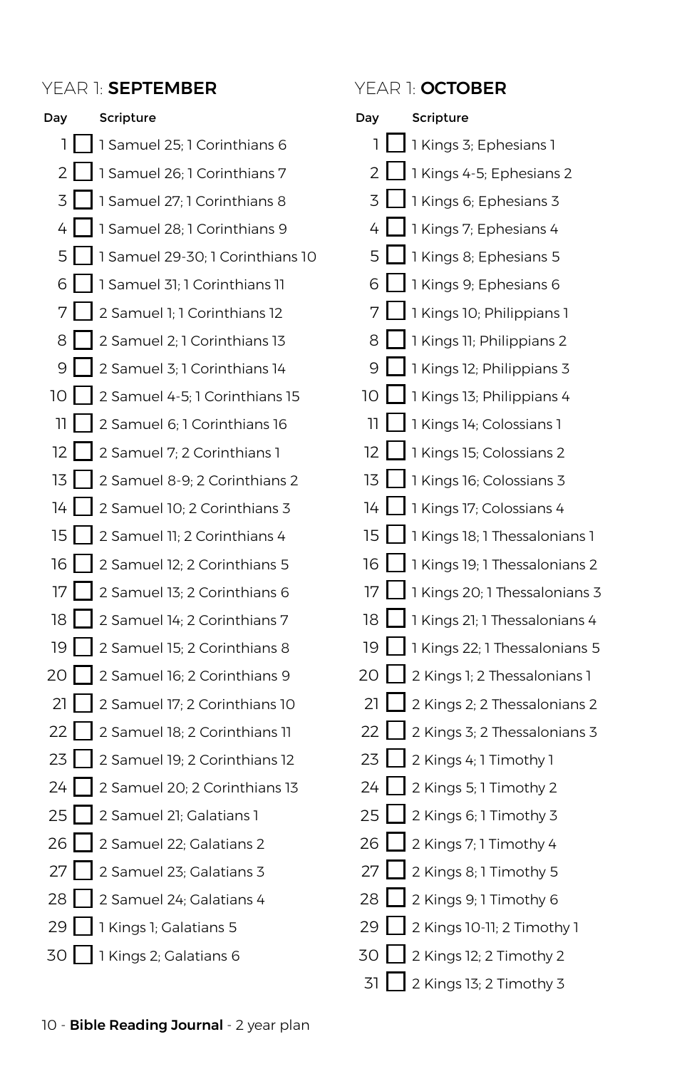## YEAR 1: **SEPTEMBER**

| Day | | Scripture |
|---|---|---|
| 1 | ☐ | 1 Samuel 25; 1 Corinthians 6 |
| 2 | ☐ | 1 Samuel 26; 1 Corinthians 7 |
| 3 | ☐ | 1 Samuel 27; 1 Corinthians 8 |
| 4 | ☐ | 1 Samuel 28; 1 Corinthians 9 |
| 5 | ☐ | 1 Samuel 29-30; 1 Corinthians 10 |
| 6 | ☐ | 1 Samuel 31; 1 Corinthians 11 |
| 7 | ☐ | 2 Samuel 1; 1 Corinthians 12 |
| 8 | ☐ | 2 Samuel 2; 1 Corinthians 13 |
| 9 | ☐ | 2 Samuel 3; 1 Corinthians 14 |
| 10 | ☐ | 2 Samuel 4-5; 1 Corinthians 15 |
| 11 | ☐ | 2 Samuel 6; 1 Corinthians 16 |
| 12 | ☐ | 2 Samuel 7; 2 Corinthians 1 |
| 13 | ☐ | 2 Samuel 8-9; 2 Corinthians 2 |
| 14 | ☐ | 2 Samuel 10; 2 Corinthians 3 |
| 15 | ☐ | 2 Samuel 11; 2 Corinthians 4 |
| 16 | ☐ | 2 Samuel 12; 2 Corinthians 5 |
| 17 | ☐ | 2 Samuel 13; 2 Corinthians 6 |
| 18 | ☐ | 2 Samuel 14; 2 Corinthians 7 |
| 19 | ☐ | 2 Samuel 15; 2 Corinthians 8 |
| 20 | ☐ | 2 Samuel 16; 2 Corinthians 9 |
| 21 | ☐ | 2 Samuel 17; 2 Corinthians 10 |
| 22 | ☐ | 2 Samuel 18; 2 Corinthians 11 |
| 23 | ☐ | 2 Samuel 19; 2 Corinthians 12 |
| 24 | ☐ | 2 Samuel 20; 2 Corinthians 13 |
| 25 | ☐ | 2 Samuel 21; Galatians 1 |
| 26 | ☐ | 2 Samuel 22; Galatians 2 |
| 27 | ☐ | 2 Samuel 23; Galatians 3 |
| 28 | ☐ | 2 Samuel 24; Galatians 4 |
| 29 | ☐ | 1 Kings 1; Galatians 5 |
| 30 | ☐ | 1 Kings 2; Galatians 6 |

## YEAR 1: **OCTOBER**

| Day | | Scripture |
|---|---|---|
| 1 | ☐ | 1 Kings 3; Ephesians 1 |
| 2 | ☐ | 1 Kings 4-5; Ephesians 2 |
| 3 | ☐ | 1 Kings 6; Ephesians 3 |
| 4 | ☐ | 1 Kings 7; Ephesians 4 |
| 5 | ☐ | 1 Kings 8; Ephesians 5 |
| 6 | ☐ | 1 Kings 9; Ephesians 6 |
| 7 | ☐ | 1 Kings 10; Philippians 1 |
| 8 | ☐ | 1 Kings 11; Philippians 2 |
| 9 | ☐ | 1 Kings 12; Philippians 3 |
| 10 | ☐ | 1 Kings 13; Philippians 4 |
| 11 | ☐ | 1 Kings 14; Colossians 1 |
| 12 | ☐ | 1 Kings 15; Colossians 2 |
| 13 | ☐ | 1 Kings 16; Colossians 3 |
| 14 | ☐ | 1 Kings 17; Colossians 4 |
| 15 | ☐ | 1 Kings 18; 1 Thessalonians 1 |
| 16 | ☐ | 1 Kings 19; 1 Thessalonians 2 |
| 17 | ☐ | 1 Kings 20; 1 Thessalonians 3 |
| 18 | ☐ | 1 Kings 21; 1 Thessalonians 4 |
| 19 | ☐ | 1 Kings 22; 1 Thessalonians 5 |
| 20 | ☐ | 2 Kings 1; 2 Thessalonians 1 |
| 21 | ☐ | 2 Kings 2; 2 Thessalonians 2 |
| 22 | ☐ | 2 Kings 3; 2 Thessalonians 3 |
| 23 | ☐ | 2 Kings 4; 1 Timothy 1 |
| 24 | ☐ | 2 Kings 5; 1 Timothy 2 |
| 25 | ☐ | 2 Kings 6; 1 Timothy 3 |
| 26 | ☐ | 2 Kings 7; 1 Timothy 4 |
| 27 | ☐ | 2 Kings 8; 1 Timothy 5 |
| 28 | ☐ | 2 Kings 9; 1 Timothy 6 |
| 29 | ☐ | 2 Kings 10-11; 2 Timothy 1 |
| 30 | ☐ | 2 Kings 12; 2 Timothy 2 |
| 31 | ☐ | 2 Kings 13; 2 Timothy 3 |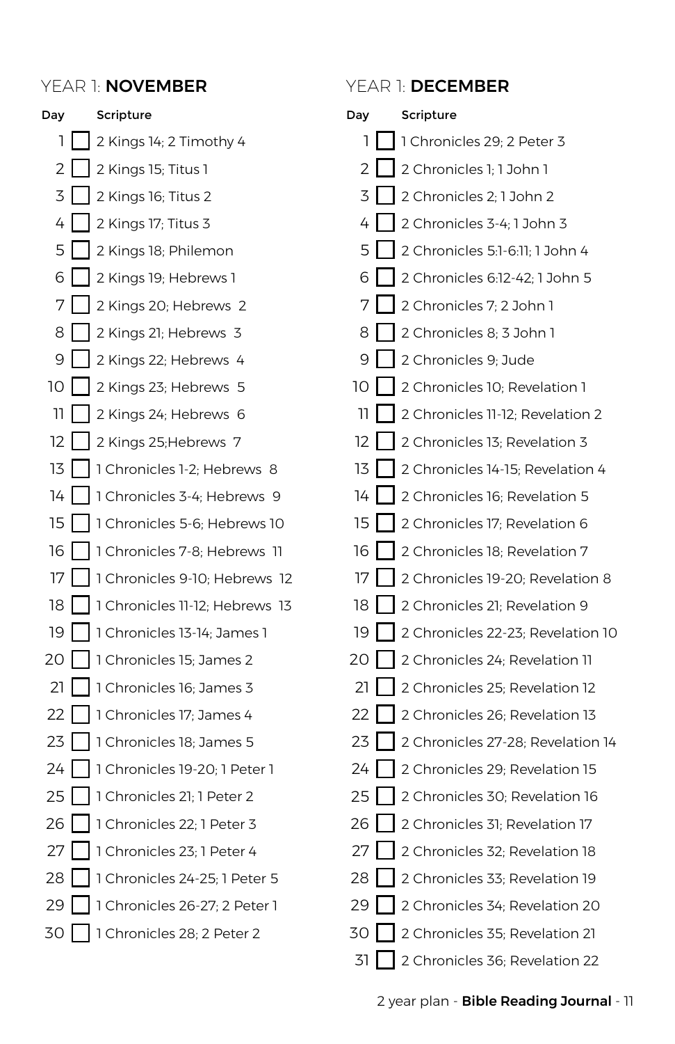## YEAR 1: **NOVEMBER**

| Day | | Scripture |
|---|---|---|
| 1 | ☐ | 2 Kings 14; 2 Timothy 4 |
| 2 | ☐ | 2 Kings 15; Titus 1 |
| 3 | ☐ | 2 Kings 16; Titus 2 |
| 4 | ☐ | 2 Kings 17; Titus 3 |
| 5 | ☐ | 2 Kings 18; Philemon |
| 6 | ☐ | 2 Kings 19; Hebrews 1 |
| 7 | ☐ | 2 Kings 20; Hebrews 2 |
| 8 | ☐ | 2 Kings 21; Hebrews 3 |
| 9 | ☐ | 2 Kings 22; Hebrews 4 |
| 10 | ☐ | 2 Kings 23; Hebrews 5 |
| 11 | ☐ | 2 Kings 24; Hebrews 6 |
| 12 | ☐ | 2 Kings 25;Hebrews 7 |
| 13 | ☐ | 1 Chronicles 1-2; Hebrews 8 |
| 14 | ☐ | 1 Chronicles 3-4; Hebrews 9 |
| 15 | ☐ | 1 Chronicles 5-6; Hebrews 10 |
| 16 | ☐ | 1 Chronicles 7-8; Hebrews 11 |
| 17 | ☐ | 1 Chronicles 9-10; Hebrews 12 |
| 18 | ☐ | 1 Chronicles 11-12; Hebrews 13 |
| 19 | ☐ | 1 Chronicles 13-14; James 1 |
| 20 | ☐ | 1 Chronicles 15; James 2 |
| 21 | ☐ | 1 Chronicles 16; James 3 |
| 22 | ☐ | 1 Chronicles 17; James 4 |
| 23 | ☐ | 1 Chronicles 18; James 5 |
| 24 | ☐ | 1 Chronicles 19-20; 1 Peter 1 |
| 25 | ☐ | 1 Chronicles 21; 1 Peter 2 |
| 26 | ☐ | 1 Chronicles 22; 1 Peter 3 |
| 27 | ☐ | 1 Chronicles 23; 1 Peter 4 |
| 28 | ☐ | 1 Chronicles 24-25; 1 Peter 5 |
| 29 | ☐ | 1 Chronicles 26-27; 2 Peter 1 |
| 30 | ☐ | 1 Chronicles 28; 2 Peter 2 |

## YEAR 1: **DECEMBER**

| Day | | Scripture |
|---|---|---|
| 1 | ☐ | 1 Chronicles 29; 2 Peter 3 |
| 2 | ☐ | 2 Chronicles 1; 1 John 1 |
| 3 | ☐ | 2 Chronicles 2; 1 John 2 |
| 4 | ☐ | 2 Chronicles 3-4; 1 John 3 |
| 5 | ☐ | 2 Chronicles 5:1-6:11; 1 John 4 |
| 6 | ☐ | 2 Chronicles 6:12-42; 1 John 5 |
| 7 | ☐ | 2 Chronicles 7; 2 John 1 |
| 8 | ☐ | 2 Chronicles 8; 3 John 1 |
| 9 | ☐ | 2 Chronicles 9; Jude |
| 10 | ☐ | 2 Chronicles 10; Revelation 1 |
| 11 | ☐ | 2 Chronicles 11-12; Revelation 2 |
| 12 | ☐ | 2 Chronicles 13; Revelation 3 |
| 13 | ☐ | 2 Chronicles 14-15; Revelation 4 |
| 14 | ☐ | 2 Chronicles 16; Revelation 5 |
| 15 | ☐ | 2 Chronicles 17; Revelation 6 |
| 16 | ☐ | 2 Chronicles 18; Revelation 7 |
| 17 | ☐ | 2 Chronicles 19-20; Revelation 8 |
| 18 | ☐ | 2 Chronicles 21; Revelation 9 |
| 19 | ☐ | 2 Chronicles 22-23; Revelation 10 |
| 20 | ☐ | 2 Chronicles 24; Revelation 11 |
| 21 | ☐ | 2 Chronicles 25; Revelation 12 |
| 22 | ☐ | 2 Chronicles 26; Revelation 13 |
| 23 | ☐ | 2 Chronicles 27-28; Revelation 14 |
| 24 | ☐ | 2 Chronicles 29; Revelation 15 |
| 25 | ☐ | 2 Chronicles 30; Revelation 16 |
| 26 | ☐ | 2 Chronicles 31; Revelation 17 |
| 27 | ☐ | 2 Chronicles 32; Revelation 18 |
| 28 | ☐ | 2 Chronicles 33; Revelation 19 |
| 29 | ☐ | 2 Chronicles 34; Revelation 20 |
| 30 | ☐ | 2 Chronicles 35; Revelation 21 |
| 31 | ☐ | 2 Chronicles 36; Revelation 22 |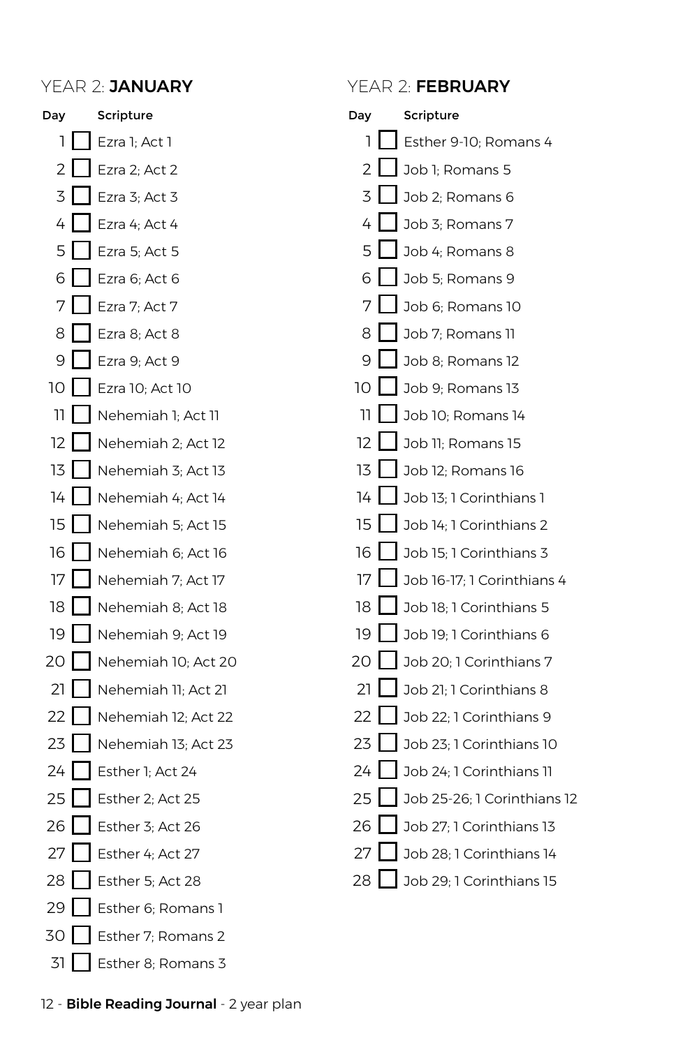## YEAR 2: **JANUARY**

| Day | | Scripture |
|---|---|---|
| 1 | ☐ | Ezra 1; Act 1 |
| 2 | ☐ | Ezra 2; Act 2 |
| 3 | ☐ | Ezra 3; Act 3 |
| 4 | ☐ | Ezra 4; Act 4 |
| 5 | ☐ | Ezra 5; Act 5 |
| 6 | ☐ | Ezra 6; Act 6 |
| 7 | ☐ | Ezra 7; Act 7 |
| 8 | ☐ | Ezra 8; Act 8 |
| 9 | ☐ | Ezra 9; Act 9 |
| 10 | ☐ | Ezra 10; Act 10 |
| 11 | ☐ | Nehemiah 1; Act 11 |
| 12 | ☐ | Nehemiah 2; Act 12 |
| 13 | ☐ | Nehemiah 3; Act 13 |
| 14 | ☐ | Nehemiah 4; Act 14 |
| 15 | ☐ | Nehemiah 5; Act 15 |
| 16 | ☐ | Nehemiah 6; Act 16 |
| 17 | ☐ | Nehemiah 7; Act 17 |
| 18 | ☐ | Nehemiah 8; Act 18 |
| 19 | ☐ | Nehemiah 9; Act 19 |
| 20 | ☐ | Nehemiah 10; Act 20 |
| 21 | ☐ | Nehemiah 11; Act 21 |
| 22 | ☐ | Nehemiah 12; Act 22 |
| 23 | ☐ | Nehemiah 13; Act 23 |
| 24 | ☐ | Esther 1; Act 24 |
| 25 | ☐ | Esther 2; Act 25 |
| 26 | ☐ | Esther 3; Act 26 |
| 27 | ☐ | Esther 4; Act 27 |
| 28 | ☐ | Esther 5; Act 28 |
| 29 | ☐ | Esther 6; Romans 1 |
| 30 | ☐ | Esther 7; Romans 2 |
| 31 | ☐ | Esther 8; Romans 3 |

## YEAR 2: **FEBRUARY**

| Day | | Scripture |
|---|---|---|
| 1 | ☐ | Esther 9-10; Romans 4 |
| 2 | ☐ | Job 1; Romans 5 |
| 3 | ☐ | Job 2; Romans 6 |
| 4 | ☐ | Job 3; Romans 7 |
| 5 | ☐ | Job 4; Romans 8 |
| 6 | ☐ | Job 5; Romans 9 |
| 7 | ☐ | Job 6; Romans 10 |
| 8 | ☐ | Job 7; Romans 11 |
| 9 | ☐ | Job 8; Romans 12 |
| 10 | ☐ | Job 9; Romans 13 |
| 11 | ☐ | Job 10; Romans 14 |
| 12 | ☐ | Job 11; Romans 15 |
| 13 | ☐ | Job 12; Romans 16 |
| 14 | ☐ | Job 13; 1 Corinthians 1 |
| 15 | ☐ | Job 14; 1 Corinthians 2 |
| 16 | ☐ | Job 15; 1 Corinthians 3 |
| 17 | ☐ | Job 16-17; 1 Corinthians 4 |
| 18 | ☐ | Job 18; 1 Corinthians 5 |
| 19 | ☐ | Job 19; 1 Corinthians 6 |
| 20 | ☐ | Job 20; 1 Corinthians 7 |
| 21 | ☐ | Job 21; 1 Corinthians 8 |
| 22 | ☐ | Job 22; 1 Corinthians 9 |
| 23 | ☐ | Job 23; 1 Corinthians 10 |
| 24 | ☐ | Job 24; 1 Corinthians 11 |
| 25 | ☐ | Job 25-26; 1 Corinthians 12 |
| 26 | ☐ | Job 27; 1 Corinthians 13 |
| 27 | ☐ | Job 28; 1 Corinthians 14 |
| 28 | ☐ | Job 29; 1 Corinthians 15 |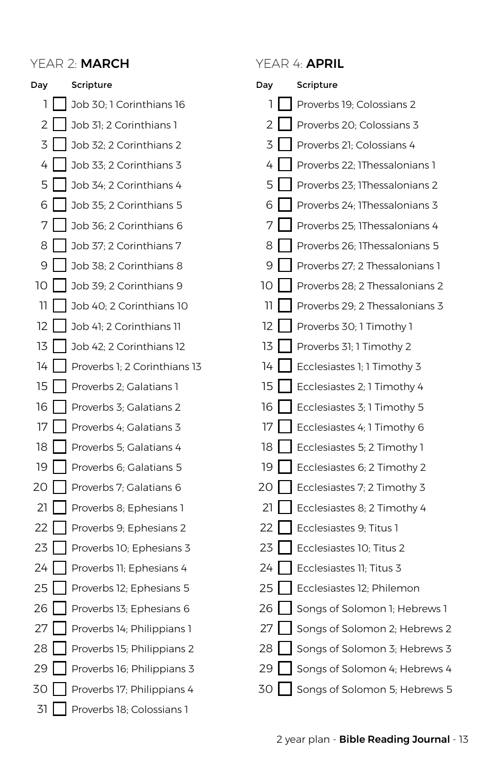## YEAR 2: **MARCH**

| Day | | Scripture |
|---|---|---|
| 1 | ☐ | Job 30; 1 Corinthians 16 |
| 2 | ☐ | Job 31; 2 Corinthians 1 |
| 3 | ☐ | Job 32; 2 Corinthians 2 |
| 4 | ☐ | Job 33; 2 Corinthians 3 |
| 5 | ☐ | Job 34; 2 Corinthians 4 |
| 6 | ☐ | Job 35; 2 Corinthians 5 |
| 7 | ☐ | Job 36; 2 Corinthians 6 |
| 8 | ☐ | Job 37; 2 Corinthians 7 |
| 9 | ☐ | Job 38; 2 Corinthians 8 |
| 10 | ☐ | Job 39; 2 Corinthians 9 |
| 11 | ☐ | Job 40; 2 Corinthians 10 |
| 12 | ☐ | Job 41; 2 Corinthians 11 |
| 13 | ☐ | Job 42; 2 Corinthians 12 |
| 14 | ☐ | Proverbs 1; 2 Corinthians 13 |
| 15 | ☐ | Proverbs 2; Galatians 1 |
| 16 | ☐ | Proverbs 3; Galatians 2 |
| 17 | ☐ | Proverbs 4; Galatians 3 |
| 18 | ☐ | Proverbs 5; Galatians 4 |
| 19 | ☐ | Proverbs 6; Galatians 5 |
| 20 | ☐ | Proverbs 7; Galatians 6 |
| 21 | ☐ | Proverbs 8; Ephesians 1 |
| 22 | ☐ | Proverbs 9; Ephesians 2 |
| 23 | ☐ | Proverbs 10; Ephesians 3 |
| 24 | ☐ | Proverbs 11; Ephesians 4 |
| 25 | ☐ | Proverbs 12; Ephesians 5 |
| 26 | ☐ | Proverbs 13; Ephesians 6 |
| 27 | ☐ | Proverbs 14; Philippians 1 |
| 28 | ☐ | Proverbs 15; Philippians 2 |
| 29 | ☐ | Proverbs 16; Philippians 3 |
| 30 | ☐ | Proverbs 17; Philippians 4 |
| 31 | ☐ | Proverbs 18; Colossians 1 |

## YEAR 4: **APRIL**

| Day | | Scripture |
|---|---|---|
| 1 | ☐ | Proverbs 19; Colossians 2 |
| 2 | ☐ | Proverbs 20; Colossians 3 |
| 3 | ☐ | Proverbs 21; Colossians 4 |
| 4 | ☐ | Proverbs 22; 1Thessalonians 1 |
| 5 | ☐ | Proverbs 23; 1Thessalonians 2 |
| 6 | ☐ | Proverbs 24; 1Thessalonians 3 |
| 7 | ☐ | Proverbs 25; 1Thessalonians 4 |
| 8 | ☐ | Proverbs 26; 1Thessalonians 5 |
| 9 | ☐ | Proverbs 27; 2 Thessalonians 1 |
| 10 | ☐ | Proverbs 28; 2 Thessalonians 2 |
| 11 | ☐ | Proverbs 29; 2 Thessalonians 3 |
| 12 | ☐ | Proverbs 30; 1 Timothy 1 |
| 13 | ☐ | Proverbs 31; 1 Timothy 2 |
| 14 | ☐ | Ecclesiastes 1; 1 Timothy 3 |
| 15 | ☐ | Ecclesiastes 2; 1 Timothy 4 |
| 16 | ☐ | Ecclesiastes 3; 1 Timothy 5 |
| 17 | ☐ | Ecclesiastes 4; 1 Timothy 6 |
| 18 | ☐ | Ecclesiastes 5; 2 Timothy 1 |
| 19 | ☐ | Ecclesiastes 6; 2 Timothy 2 |
| 20 | ☐ | Ecclesiastes 7; 2 Timothy 3 |
| 21 | ☐ | Ecclesiastes 8; 2 Timothy 4 |
| 22 | ☐ | Ecclesiastes 9; Titus 1 |
| 23 | ☐ | Ecclesiastes 10; Titus 2 |
| 24 | ☐ | Ecclesiastes 11; Titus 3 |
| 25 | ☐ | Ecclesiastes 12; Philemon |
| 26 | ☐ | Songs of Solomon 1; Hebrews 1 |
| 27 | ☐ | Songs of Solomon 2; Hebrews 2 |
| 28 | ☐ | Songs of Solomon 3; Hebrews 3 |
| 29 | ☐ | Songs of Solomon 4; Hebrews 4 |
| 30 | ☐ | Songs of Solomon 5; Hebrews 5 |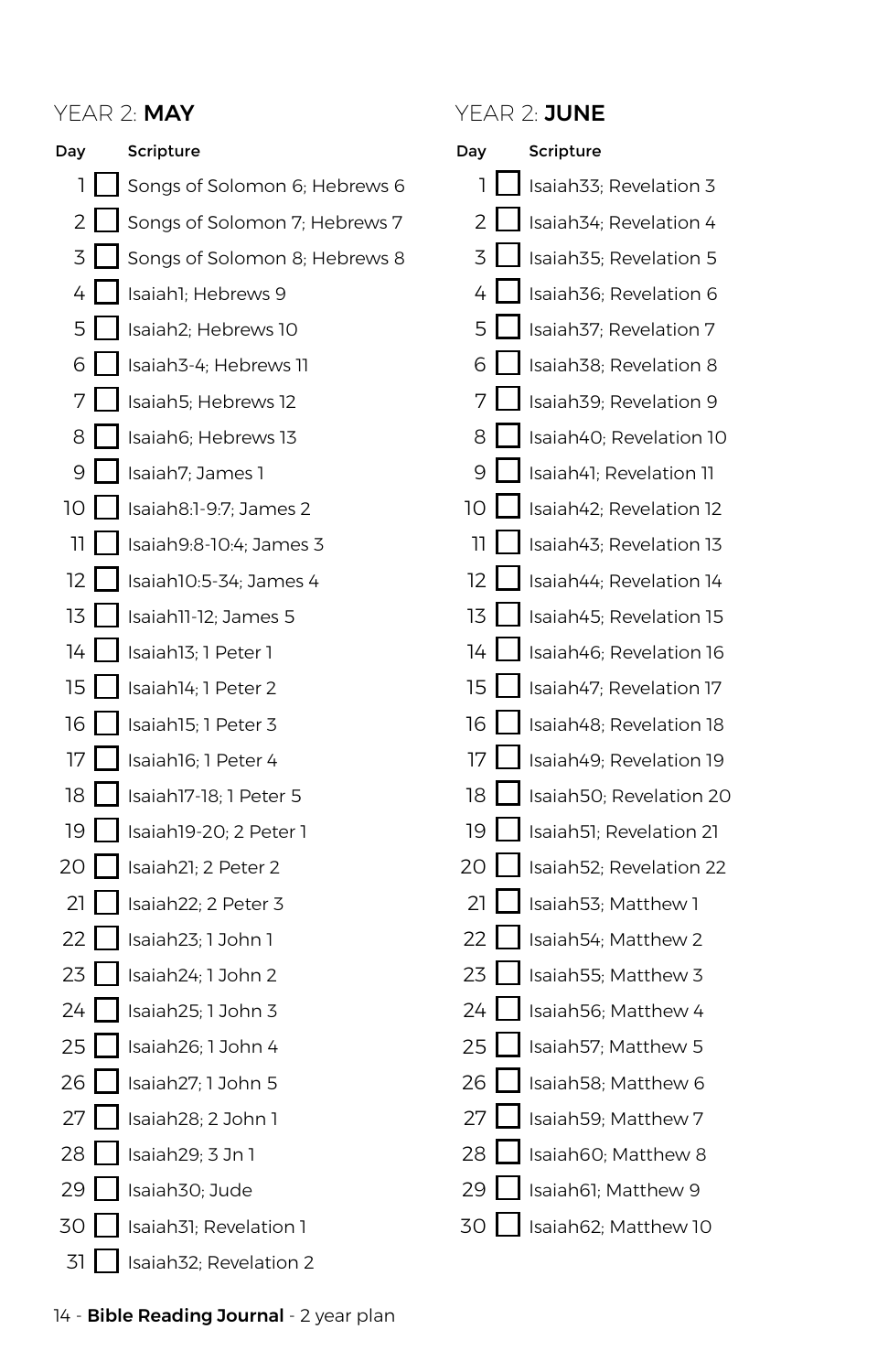## YEAR 2: **MAY**

| Day | | Scripture |
|---|---|---|
| 1 | ☐ | Songs of Solomon 6; Hebrews 6 |
| 2 | ☐ | Songs of Solomon 7; Hebrews 7 |
| 3 | ☐ | Songs of Solomon 8; Hebrews 8 |
| 4 | ☐ | Isaiah1; Hebrews 9 |
| 5 | ☐ | Isaiah2; Hebrews 10 |
| 6 | ☐ | Isaiah3-4; Hebrews 11 |
| 7 | ☐ | Isaiah5; Hebrews 12 |
| 8 | ☐ | Isaiah6; Hebrews 13 |
| 9 | ☐ | Isaiah7; James 1 |
| 10 | ☐ | Isaiah8:1-9:7; James 2 |
| 11 | ☐ | Isaiah9:8-10:4; James 3 |
| 12 | ☐ | Isaiah10:5-34; James 4 |
| 13 | ☐ | Isaiah11-12; James 5 |
| 14 | ☐ | Isaiah13; 1 Peter 1 |
| 15 | ☐ | Isaiah14; 1 Peter 2 |
| 16 | ☐ | Isaiah15; 1 Peter 3 |
| 17 | ☐ | Isaiah16; 1 Peter 4 |
| 18 | ☐ | Isaiah17-18; 1 Peter 5 |
| 19 | ☐ | Isaiah19-20; 2 Peter 1 |
| 20 | ☐ | Isaiah21; 2 Peter 2 |
| 21 | ☐ | Isaiah22; 2 Peter 3 |
| 22 | ☐ | Isaiah23; 1 John 1 |
| 23 | ☐ | Isaiah24; 1 John 2 |
| 24 | ☐ | Isaiah25; 1 John 3 |
| 25 | ☐ | Isaiah26; 1 John 4 |
| 26 | ☐ | Isaiah27; 1 John 5 |
| 27 | ☐ | Isaiah28; 2 John 1 |
| 28 | ☐ | Isaiah29; 3 Jn 1 |
| 29 | ☐ | Isaiah30; Jude |
| 30 | ☐ | Isaiah31; Revelation 1 |
| 31 | ☐ | Isaiah32; Revelation 2 |

## YEAR 2: **JUNE**

| Day | | Scripture |
|---|---|---|
| 1 | ☐ | Isaiah33; Revelation 3 |
| 2 | ☐ | Isaiah34; Revelation 4 |
| 3 | ☐ | Isaiah35; Revelation 5 |
| 4 | ☐ | Isaiah36; Revelation 6 |
| 5 | ☐ | Isaiah37; Revelation 7 |
| 6 | ☐ | Isaiah38; Revelation 8 |
| 7 | ☐ | Isaiah39; Revelation 9 |
| 8 | ☐ | Isaiah40; Revelation 10 |
| 9 | ☐ | Isaiah41; Revelation 11 |
| 10 | ☐ | Isaiah42; Revelation 12 |
| 11 | ☐ | Isaiah43; Revelation 13 |
| 12 | ☐ | Isaiah44; Revelation 14 |
| 13 | ☐ | Isaiah45; Revelation 15 |
| 14 | ☐ | Isaiah46; Revelation 16 |
| 15 | ☐ | Isaiah47; Revelation 17 |
| 16 | ☐ | Isaiah48; Revelation 18 |
| 17 | ☐ | Isaiah49; Revelation 19 |
| 18 | ☐ | Isaiah50; Revelation 20 |
| 19 | ☐ | Isaiah51; Revelation 21 |
| 20 | ☐ | Isaiah52; Revelation 22 |
| 21 | ☐ | Isaiah53; Matthew 1 |
| 22 | ☐ | Isaiah54; Matthew 2 |
| 23 | ☐ | Isaiah55; Matthew 3 |
| 24 | ☐ | Isaiah56; Matthew 4 |
| 25 | ☐ | Isaiah57; Matthew 5 |
| 26 | ☐ | Isaiah58; Matthew 6 |
| 27 | ☐ | Isaiah59; Matthew 7 |
| 28 | ☐ | Isaiah60; Matthew 8 |
| 29 | ☐ | Isaiah61; Matthew 9 |
| 30 | ☐ | Isaiah62; Matthew 10 |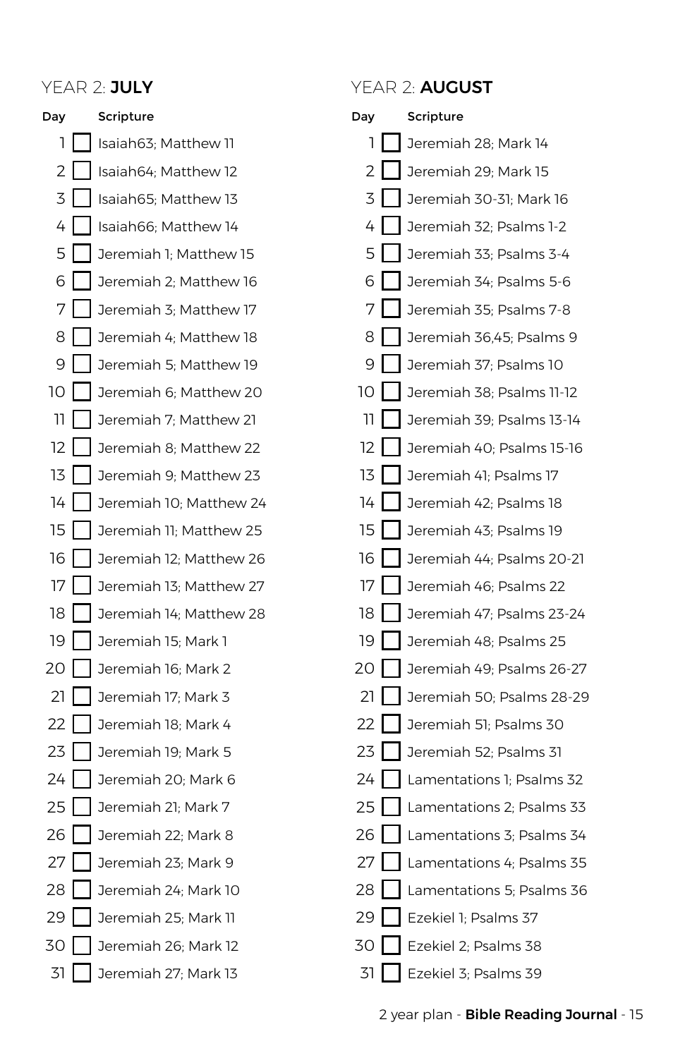## YEAR 2: **JULY**

| Day | | Scripture |
|---|---|---|
| 1 | ☐ | Isaiah63; Matthew 11 |
| 2 | ☐ | Isaiah64; Matthew 12 |
| 3 | ☐ | Isaiah65; Matthew 13 |
| 4 | ☐ | Isaiah66; Matthew 14 |
| 5 | ☐ | Jeremiah 1; Matthew 15 |
| 6 | ☐ | Jeremiah 2; Matthew 16 |
| 7 | ☐ | Jeremiah 3; Matthew 17 |
| 8 | ☐ | Jeremiah 4; Matthew 18 |
| 9 | ☐ | Jeremiah 5; Matthew 19 |
| 10 | ☐ | Jeremiah 6; Matthew 20 |
| 11 | ☐ | Jeremiah 7; Matthew 21 |
| 12 | ☐ | Jeremiah 8; Matthew 22 |
| 13 | ☐ | Jeremiah 9; Matthew 23 |
| 14 | ☐ | Jeremiah 10; Matthew 24 |
| 15 | ☐ | Jeremiah 11; Matthew 25 |
| 16 | ☐ | Jeremiah 12; Matthew 26 |
| 17 | ☐ | Jeremiah 13; Matthew 27 |
| 18 | ☐ | Jeremiah 14; Matthew 28 |
| 19 | ☐ | Jeremiah 15; Mark 1 |
| 20 | ☐ | Jeremiah 16; Mark 2 |
| 21 | ☐ | Jeremiah 17; Mark 3 |
| 22 | ☐ | Jeremiah 18; Mark 4 |
| 23 | ☐ | Jeremiah 19; Mark 5 |
| 24 | ☐ | Jeremiah 20; Mark 6 |
| 25 | ☐ | Jeremiah 21; Mark 7 |
| 26 | ☐ | Jeremiah 22; Mark 8 |
| 27 | ☐ | Jeremiah 23; Mark 9 |
| 28 | ☐ | Jeremiah 24; Mark 10 |
| 29 | ☐ | Jeremiah 25; Mark 11 |
| 30 | ☐ | Jeremiah 26; Mark 12 |
| 31 | ☐ | Jeremiah 27; Mark 13 |

## YEAR 2: **AUGUST**

| Day | | Scripture |
|---|---|---|
| 1 | ☐ | Jeremiah 28; Mark 14 |
| 2 | ☐ | Jeremiah 29; Mark 15 |
| 3 | ☐ | Jeremiah 30-31; Mark 16 |
| 4 | ☐ | Jeremiah 32; Psalms 1-2 |
| 5 | ☐ | Jeremiah 33; Psalms 3-4 |
| 6 | ☐ | Jeremiah 34; Psalms 5-6 |
| 7 | ☐ | Jeremiah 35; Psalms 7-8 |
| 8 | ☐ | Jeremiah 36,45; Psalms 9 |
| 9 | ☐ | Jeremiah 37; Psalms 10 |
| 10 | ☐ | Jeremiah 38; Psalms 11-12 |
| 11 | ☐ | Jeremiah 39; Psalms 13-14 |
| 12 | ☐ | Jeremiah 40; Psalms 15-16 |
| 13 | ☐ | Jeremiah 41; Psalms 17 |
| 14 | ☐ | Jeremiah 42; Psalms 18 |
| 15 | ☐ | Jeremiah 43; Psalms 19 |
| 16 | ☐ | Jeremiah 44; Psalms 20-21 |
| 17 | ☐ | Jeremiah 46; Psalms 22 |
| 18 | ☐ | Jeremiah 47; Psalms 23-24 |
| 19 | ☐ | Jeremiah 48; Psalms 25 |
| 20 | ☐ | Jeremiah 49; Psalms 26-27 |
| 21 | ☐ | Jeremiah 50; Psalms 28-29 |
| 22 | ☐ | Jeremiah 51; Psalms 30 |
| 23 | ☐ | Jeremiah 52; Psalms 31 |
| 24 | ☐ | Lamentations 1; Psalms 32 |
| 25 | ☐ | Lamentations 2; Psalms 33 |
| 26 | ☐ | Lamentations 3; Psalms 34 |
| 27 | ☐ | Lamentations 4; Psalms 35 |
| 28 | ☐ | Lamentations 5; Psalms 36 |
| 29 | ☐ | Ezekiel 1; Psalms 37 |
| 30 | ☐ | Ezekiel 2; Psalms 38 |
| 31 | ☐ | Ezekiel 3; Psalms 39 |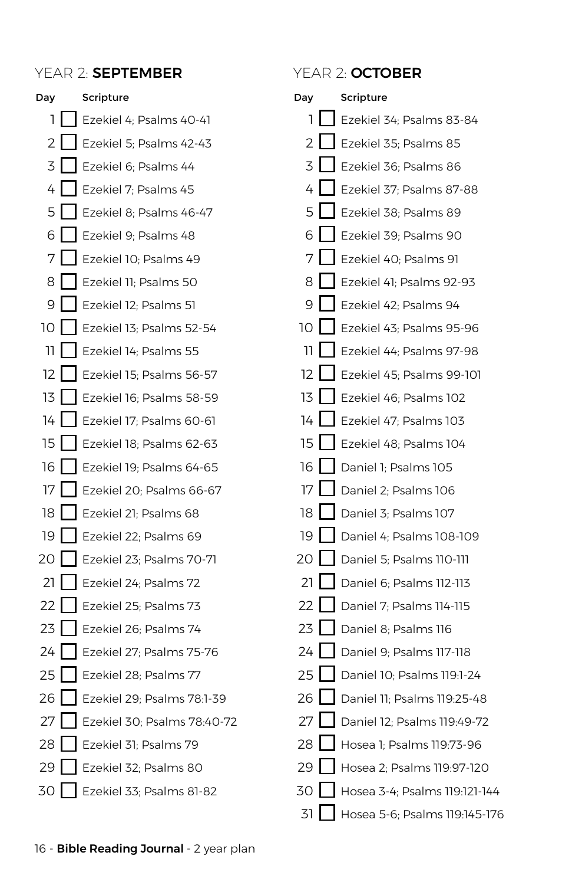## YEAR 2: **SEPTEMBER**

| Day | | Scripture |
|---|---|---|
| 1 | ☐ | Ezekiel 4; Psalms 40-41 |
| 2 | ☐ | Ezekiel 5; Psalms 42-43 |
| 3 | ☐ | Ezekiel 6; Psalms 44 |
| 4 | ☐ | Ezekiel 7; Psalms 45 |
| 5 | ☐ | Ezekiel 8; Psalms 46-47 |
| 6 | ☐ | Ezekiel 9; Psalms 48 |
| 7 | ☐ | Ezekiel 10; Psalms 49 |
| 8 | ☐ | Ezekiel 11; Psalms 50 |
| 9 | ☐ | Ezekiel 12; Psalms 51 |
| 10 | ☐ | Ezekiel 13; Psalms 52-54 |
| 11 | ☐ | Ezekiel 14; Psalms 55 |
| 12 | ☐ | Ezekiel 15; Psalms 56-57 |
| 13 | ☐ | Ezekiel 16; Psalms 58-59 |
| 14 | ☐ | Ezekiel 17; Psalms 60-61 |
| 15 | ☐ | Ezekiel 18; Psalms 62-63 |
| 16 | ☐ | Ezekiel 19; Psalms 64-65 |
| 17 | ☐ | Ezekiel 20; Psalms 66-67 |
| 18 | ☐ | Ezekiel 21; Psalms 68 |
| 19 | ☐ | Ezekiel 22; Psalms 69 |
| 20 | ☐ | Ezekiel 23; Psalms 70-71 |
| 21 | ☐ | Ezekiel 24; Psalms 72 |
| 22 | ☐ | Ezekiel 25; Psalms 73 |
| 23 | ☐ | Ezekiel 26; Psalms 74 |
| 24 | ☐ | Ezekiel 27; Psalms 75-76 |
| 25 | ☐ | Ezekiel 28; Psalms 77 |
| 26 | ☐ | Ezekiel 29; Psalms 78:1-39 |
| 27 | ☐ | Ezekiel 30; Psalms 78:40-72 |
| 28 | ☐ | Ezekiel 31; Psalms 79 |
| 29 | ☐ | Ezekiel 32; Psalms 80 |
| 30 | ☐ | Ezekiel 33; Psalms 81-82 |

## YEAR 2: **OCTOBER**

| Day | | Scripture |
|---|---|---|
| 1 | ☐ | Ezekiel 34; Psalms 83-84 |
| 2 | ☐ | Ezekiel 35; Psalms 85 |
| 3 | ☐ | Ezekiel 36; Psalms 86 |
| 4 | ☐ | Ezekiel 37; Psalms 87-88 |
| 5 | ☐ | Ezekiel 38; Psalms 89 |
| 6 | ☐ | Ezekiel 39; Psalms 90 |
| 7 | ☐ | Ezekiel 40; Psalms 91 |
| 8 | ☐ | Ezekiel 41; Psalms 92-93 |
| 9 | ☐ | Ezekiel 42; Psalms 94 |
| 10 | ☐ | Ezekiel 43; Psalms 95-96 |
| 11 | ☐ | Ezekiel 44; Psalms 97-98 |
| 12 | ☐ | Ezekiel 45; Psalms 99-101 |
| 13 | ☐ | Ezekiel 46; Psalms 102 |
| 14 | ☐ | Ezekiel 47; Psalms 103 |
| 15 | ☐ | Ezekiel 48; Psalms 104 |
| 16 | ☐ | Daniel 1; Psalms 105 |
| 17 | ☐ | Daniel 2; Psalms 106 |
| 18 | ☐ | Daniel 3; Psalms 107 |
| 19 | ☐ | Daniel 4; Psalms 108-109 |
| 20 | ☐ | Daniel 5; Psalms 110-111 |
| 21 | ☐ | Daniel 6; Psalms 112-113 |
| 22 | ☐ | Daniel 7; Psalms 114-115 |
| 23 | ☐ | Daniel 8; Psalms 116 |
| 24 | ☐ | Daniel 9; Psalms 117-118 |
| 25 | ☐ | Daniel 10; Psalms 119:1-24 |
| 26 | ☐ | Daniel 11; Psalms 119:25-48 |
| 27 | ☐ | Daniel 12; Psalms 119:49-72 |
| 28 | ☐ | Hosea 1; Psalms 119:73-96 |
| 29 | ☐ | Hosea 2; Psalms 119:97-120 |
| 30 | ☐ | Hosea 3-4; Psalms 119:121-144 |
| 31 | ☐ | Hosea 5-6; Psalms 119:145-176 |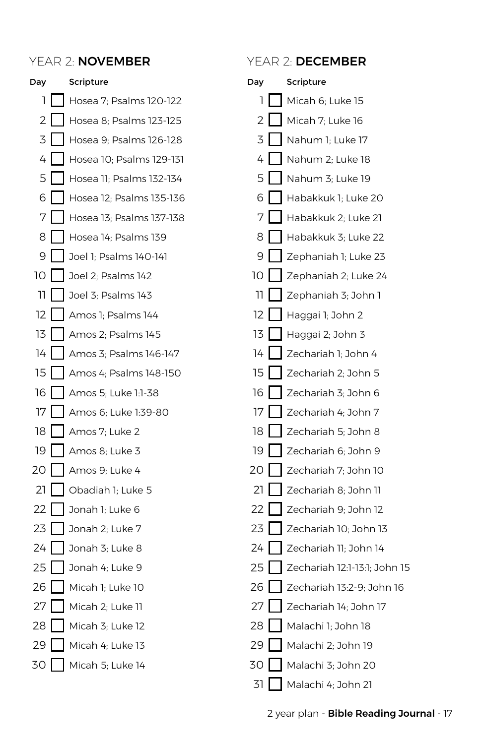## YEAR 2: **NOVEMBER**

| Day | | Scripture |
|---|---|---|
| 1 | ☐ | Hosea 7; Psalms 120-122 |
| 2 | ☐ | Hosea 8; Psalms 123-125 |
| 3 | ☐ | Hosea 9; Psalms 126-128 |
| 4 | ☐ | Hosea 10; Psalms 129-131 |
| 5 | ☐ | Hosea 11; Psalms 132-134 |
| 6 | ☐ | Hosea 12; Psalms 135-136 |
| 7 | ☐ | Hosea 13; Psalms 137-138 |
| 8 | ☐ | Hosea 14; Psalms 139 |
| 9 | ☐ | Joel 1; Psalms 140-141 |
| 10 | ☐ | Joel 2; Psalms 142 |
| 11 | ☐ | Joel 3; Psalms 143 |
| 12 | ☐ | Amos 1; Psalms 144 |
| 13 | ☐ | Amos 2; Psalms 145 |
| 14 | ☐ | Amos 3; Psalms 146-147 |
| 15 | ☐ | Amos 4; Psalms 148-150 |
| 16 | ☐ | Amos 5; Luke 1:1-38 |
| 17 | ☐ | Amos 6; Luke 1:39-80 |
| 18 | ☐ | Amos 7; Luke 2 |
| 19 | ☐ | Amos 8; Luke 3 |
| 20 | ☐ | Amos 9; Luke 4 |
| 21 | ☐ | Obadiah 1; Luke 5 |
| 22 | ☐ | Jonah 1; Luke 6 |
| 23 | ☐ | Jonah 2; Luke 7 |
| 24 | ☐ | Jonah 3; Luke 8 |
| 25 | ☐ | Jonah 4; Luke 9 |
| 26 | ☐ | Micah 1; Luke 10 |
| 27 | ☐ | Micah 2; Luke 11 |
| 28 | ☐ | Micah 3; Luke 12 |
| 29 | ☐ | Micah 4; Luke 13 |
| 30 | ☐ | Micah 5; Luke 14 |

## YEAR 2: **DECEMBER**

| Day | | Scripture |
|---|---|---|
| 1 | ☐ | Micah 6; Luke 15 |
| 2 | ☐ | Micah 7; Luke 16 |
| 3 | ☐ | Nahum 1; Luke 17 |
| 4 | ☐ | Nahum 2; Luke 18 |
| 5 | ☐ | Nahum 3; Luke 19 |
| 6 | ☐ | Habakkuk 1; Luke 20 |
| 7 | ☐ | Habakkuk 2; Luke 21 |
| 8 | ☐ | Habakkuk 3; Luke 22 |
| 9 | ☐ | Zephaniah 1; Luke 23 |
| 10 | ☐ | Zephaniah 2; Luke 24 |
| 11 | ☐ | Zephaniah 3; John 1 |
| 12 | ☐ | Haggai 1; John 2 |
| 13 | ☐ | Haggai 2; John 3 |
| 14 | ☐ | Zechariah 1; John 4 |
| 15 | ☐ | Zechariah 2; John 5 |
| 16 | ☐ | Zechariah 3; John 6 |
| 17 | ☐ | Zechariah 4; John 7 |
| 18 | ☐ | Zechariah 5; John 8 |
| 19 | ☐ | Zechariah 6; John 9 |
| 20 | ☐ | Zechariah 7; John 10 |
| 21 | ☐ | Zechariah 8; John 11 |
| 22 | ☐ | Zechariah 9; John 12 |
| 23 | ☐ | Zechariah 10; John 13 |
| 24 | ☐ | Zechariah 11; John 14 |
| 25 | ☐ | Zechariah 12:1-13:1; John 15 |
| 26 | ☐ | Zechariah 13:2-9; John 16 |
| 27 | ☐ | Zechariah 14; John 17 |
| 28 | ☐ | Malachi 1; John 18 |
| 29 | ☐ | Malachi 2; John 19 |
| 30 | ☐ | Malachi 3; John 20 |
| 31 | ☐ | Malachi 4; John 21 |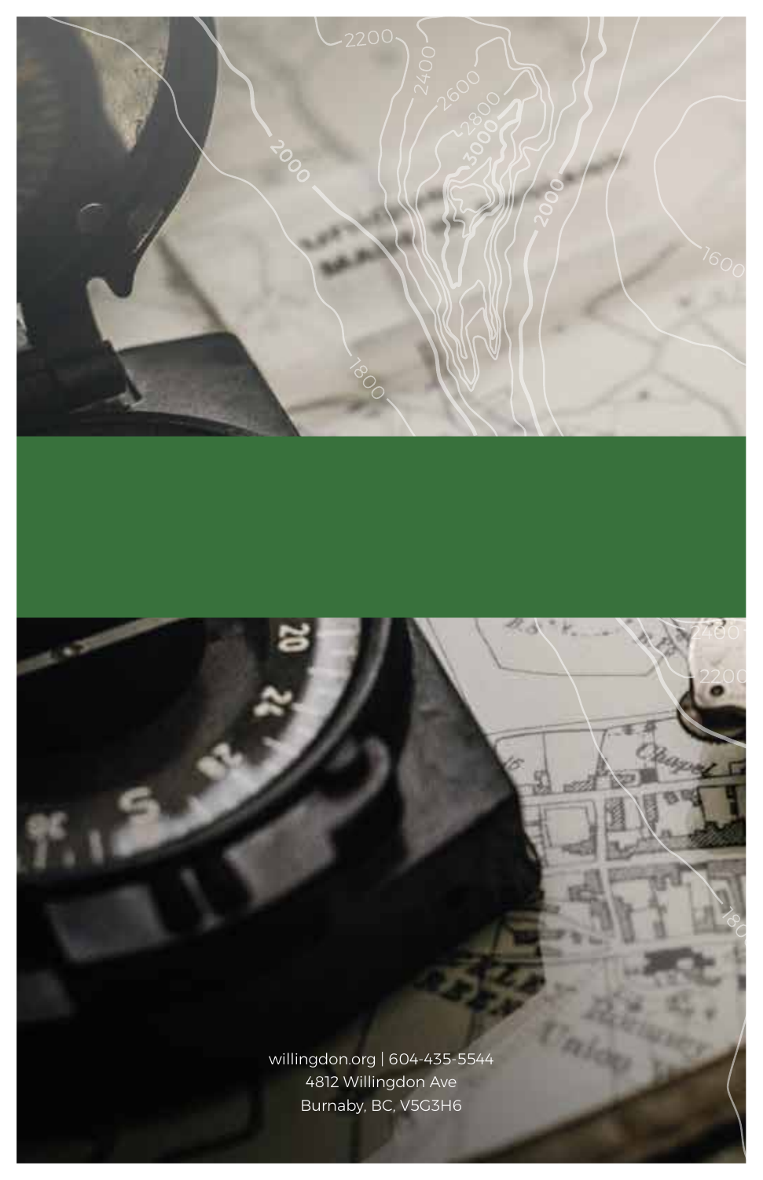willingdon.org | 604-435-5544
4812 Willingdon Ave
Burnaby, BC, V5G3H6